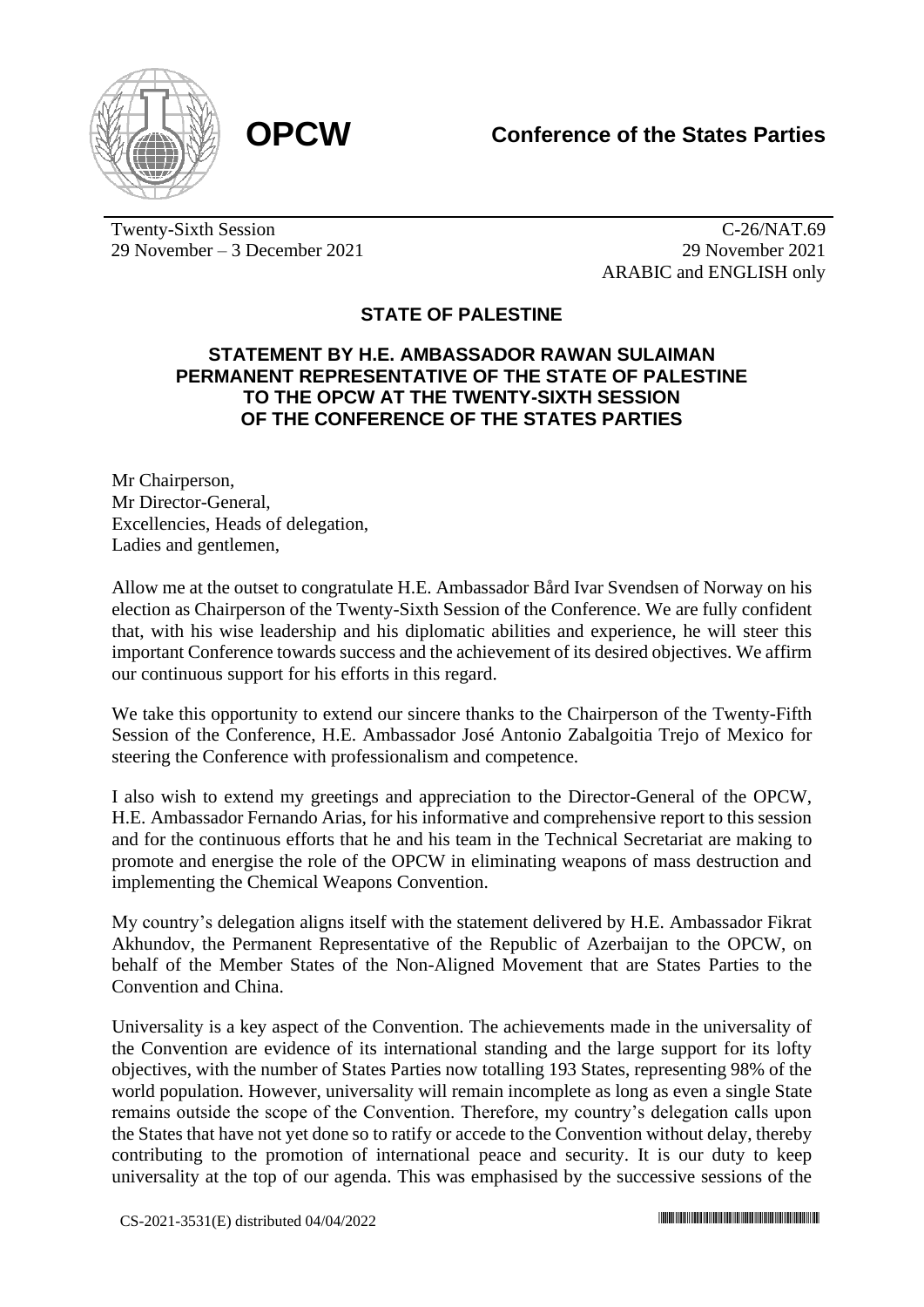**OPCW** **Conference of the States Parties**

Twenty-Sixth Session
29 November – 3 December 2021

C-26/NAT.69
29 November 2021
ARABIC and ENGLISH only

## STATE OF PALESTINE

### STATEMENT BY H.E. AMBASSADOR RAWAN SULAIMAN PERMANENT REPRESENTATIVE OF THE STATE OF PALESTINE TO THE OPCW AT THE TWENTY-SIXTH SESSION OF THE CONFERENCE OF THE STATES PARTIES

Mr Chairperson,
Mr Director-General,
Excellencies, Heads of delegation,
Ladies and gentlemen,

Allow me at the outset to congratulate H.E. Ambassador Bård Ivar Svendsen of Norway on his election as Chairperson of the Twenty-Sixth Session of the Conference. We are fully confident that, with his wise leadership and his diplomatic abilities and experience, he will steer this important Conference towards success and the achievement of its desired objectives. We affirm our continuous support for his efforts in this regard.

We take this opportunity to extend our sincere thanks to the Chairperson of the Twenty-Fifth Session of the Conference, H.E. Ambassador José Antonio Zabalgoitia Trejo of Mexico for steering the Conference with professionalism and competence.

I also wish to extend my greetings and appreciation to the Director-General of the OPCW, H.E. Ambassador Fernando Arias, for his informative and comprehensive report to this session and for the continuous efforts that he and his team in the Technical Secretariat are making to promote and energise the role of the OPCW in eliminating weapons of mass destruction and implementing the Chemical Weapons Convention.

My country's delegation aligns itself with the statement delivered by H.E. Ambassador Fikrat Akhundov, the Permanent Representative of the Republic of Azerbaijan to the OPCW, on behalf of the Member States of the Non-Aligned Movement that are States Parties to the Convention and China.

Universality is a key aspect of the Convention. The achievements made in the universality of the Convention are evidence of its international standing and the large support for its lofty objectives, with the number of States Parties now totalling 193 States, representing 98% of the world population. However, universality will remain incomplete as long as even a single State remains outside the scope of the Convention. Therefore, my country's delegation calls upon the States that have not yet done so to ratify or accede to the Convention without delay, thereby contributing to the promotion of international peace and security. It is our duty to keep universality at the top of our agenda. This was emphasised by the successive sessions of the

CS-2021-3531(E) distributed 04/04/2022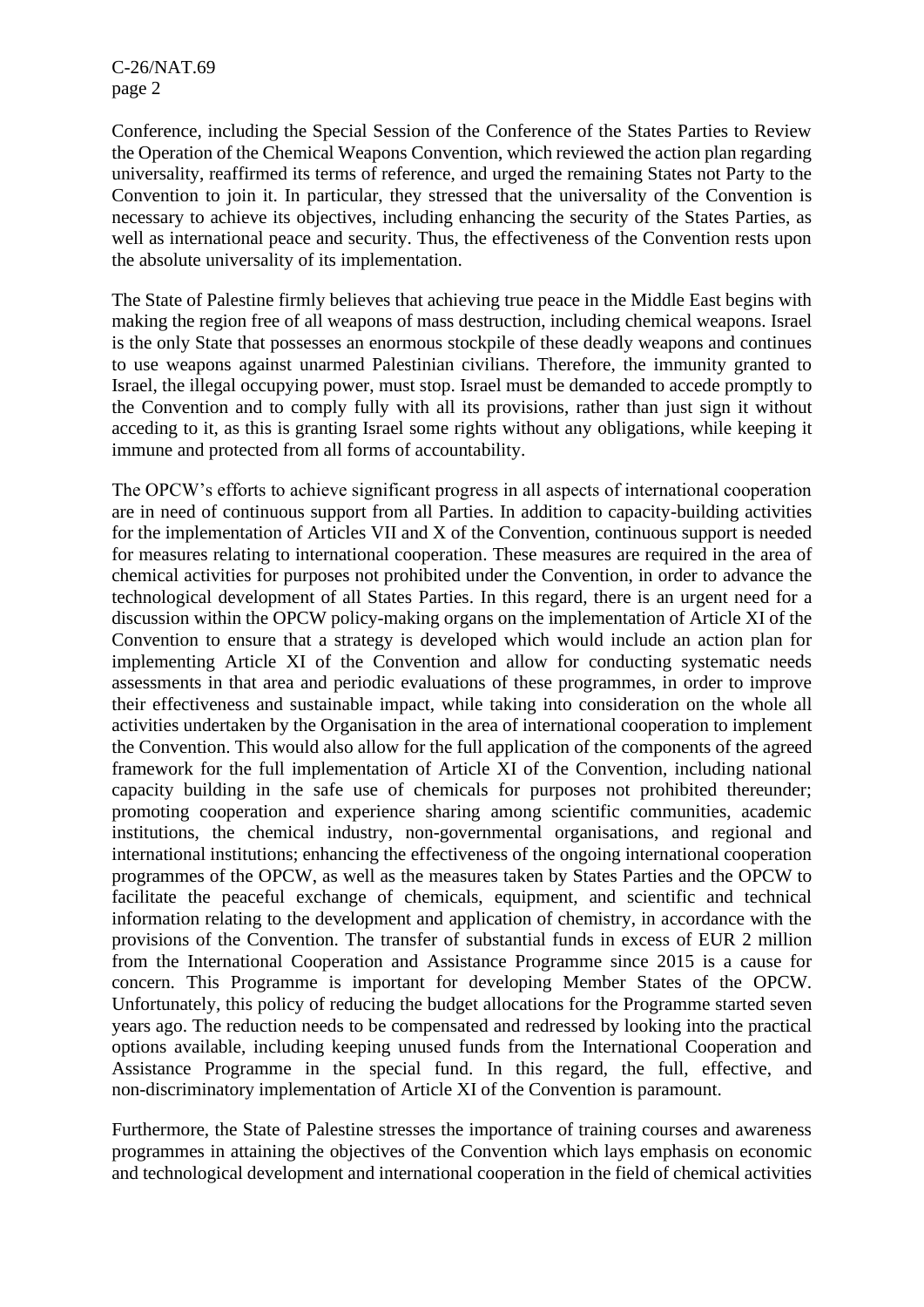Conference, including the Special Session of the Conference of the States Parties to Review the Operation of the Chemical Weapons Convention, which reviewed the action plan regarding universality, reaffirmed its terms of reference, and urged the remaining States not Party to the Convention to join it. In particular, they stressed that the universality of the Convention is necessary to achieve its objectives, including enhancing the security of the States Parties, as well as international peace and security. Thus, the effectiveness of the Convention rests upon the absolute universality of its implementation.

The State of Palestine firmly believes that achieving true peace in the Middle East begins with making the region free of all weapons of mass destruction, including chemical weapons. Israel is the only State that possesses an enormous stockpile of these deadly weapons and continues to use weapons against unarmed Palestinian civilians. Therefore, the immunity granted to Israel, the illegal occupying power, must stop. Israel must be demanded to accede promptly to the Convention and to comply fully with all its provisions, rather than just sign it without acceding to it, as this is granting Israel some rights without any obligations, while keeping it immune and protected from all forms of accountability.

The OPCW's efforts to achieve significant progress in all aspects of international cooperation are in need of continuous support from all Parties. In addition to capacity-building activities for the implementation of Articles VII and X of the Convention, continuous support is needed for measures relating to international cooperation. These measures are required in the area of chemical activities for purposes not prohibited under the Convention, in order to advance the technological development of all States Parties. In this regard, there is an urgent need for a discussion within the OPCW policy-making organs on the implementation of Article XI of the Convention to ensure that a strategy is developed which would include an action plan for implementing Article XI of the Convention and allow for conducting systematic needs assessments in that area and periodic evaluations of these programmes, in order to improve their effectiveness and sustainable impact, while taking into consideration on the whole all activities undertaken by the Organisation in the area of international cooperation to implement the Convention. This would also allow for the full application of the components of the agreed framework for the full implementation of Article XI of the Convention, including national capacity building in the safe use of chemicals for purposes not prohibited thereunder; promoting cooperation and experience sharing among scientific communities, academic institutions, the chemical industry, non-governmental organisations, and regional and international institutions; enhancing the effectiveness of the ongoing international cooperation programmes of the OPCW, as well as the measures taken by States Parties and the OPCW to facilitate the peaceful exchange of chemicals, equipment, and scientific and technical information relating to the development and application of chemistry, in accordance with the provisions of the Convention. The transfer of substantial funds in excess of EUR 2 million from the International Cooperation and Assistance Programme since 2015 is a cause for concern. This Programme is important for developing Member States of the OPCW. Unfortunately, this policy of reducing the budget allocations for the Programme started seven years ago. The reduction needs to be compensated and redressed by looking into the practical options available, including keeping unused funds from the International Cooperation and Assistance Programme in the special fund. In this regard, the full, effective, and non-discriminatory implementation of Article XI of the Convention is paramount.

Furthermore, the State of Palestine stresses the importance of training courses and awareness programmes in attaining the objectives of the Convention which lays emphasis on economic and technological development and international cooperation in the field of chemical activities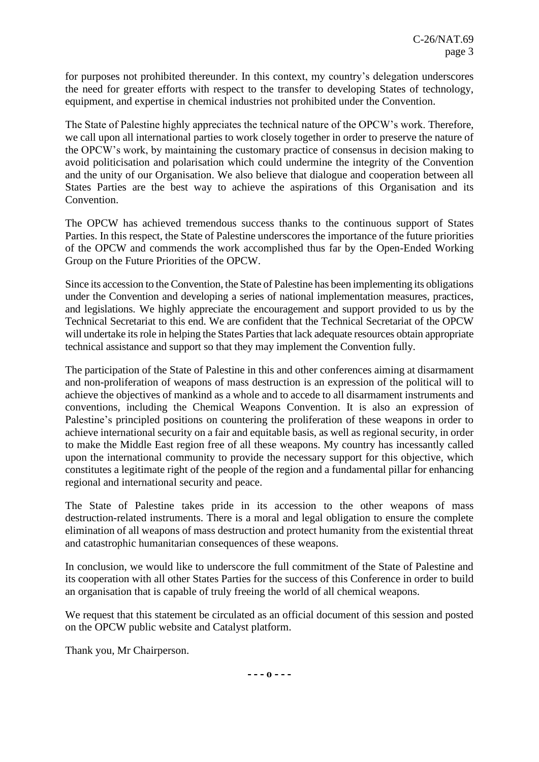for purposes not prohibited thereunder. In this context, my country's delegation underscores the need for greater efforts with respect to the transfer to developing States of technology, equipment, and expertise in chemical industries not prohibited under the Convention.

The State of Palestine highly appreciates the technical nature of the OPCW's work. Therefore, we call upon all international parties to work closely together in order to preserve the nature of the OPCW's work, by maintaining the customary practice of consensus in decision making to avoid politicisation and polarisation which could undermine the integrity of the Convention and the unity of our Organisation. We also believe that dialogue and cooperation between all States Parties are the best way to achieve the aspirations of this Organisation and its Convention.

The OPCW has achieved tremendous success thanks to the continuous support of States Parties. In this respect, the State of Palestine underscores the importance of the future priorities of the OPCW and commends the work accomplished thus far by the Open-Ended Working Group on the Future Priorities of the OPCW.

Since its accession to the Convention, the State of Palestine has been implementing its obligations under the Convention and developing a series of national implementation measures, practices, and legislations. We highly appreciate the encouragement and support provided to us by the Technical Secretariat to this end. We are confident that the Technical Secretariat of the OPCW will undertake its role in helping the States Parties that lack adequate resources obtain appropriate technical assistance and support so that they may implement the Convention fully.

The participation of the State of Palestine in this and other conferences aiming at disarmament and non-proliferation of weapons of mass destruction is an expression of the political will to achieve the objectives of mankind as a whole and to accede to all disarmament instruments and conventions, including the Chemical Weapons Convention. It is also an expression of Palestine's principled positions on countering the proliferation of these weapons in order to achieve international security on a fair and equitable basis, as well as regional security, in order to make the Middle East region free of all these weapons. My country has incessantly called upon the international community to provide the necessary support for this objective, which constitutes a legitimate right of the people of the region and a fundamental pillar for enhancing regional and international security and peace.

The State of Palestine takes pride in its accession to the other weapons of mass destruction-related instruments. There is a moral and legal obligation to ensure the complete elimination of all weapons of mass destruction and protect humanity from the existential threat and catastrophic humanitarian consequences of these weapons.

In conclusion, we would like to underscore the full commitment of the State of Palestine and its cooperation with all other States Parties for the success of this Conference in order to build an organisation that is capable of truly freeing the world of all chemical weapons.

We request that this statement be circulated as an official document of this session and posted on the OPCW public website and Catalyst platform.

Thank you, Mr Chairperson.

**- - - o - - -**